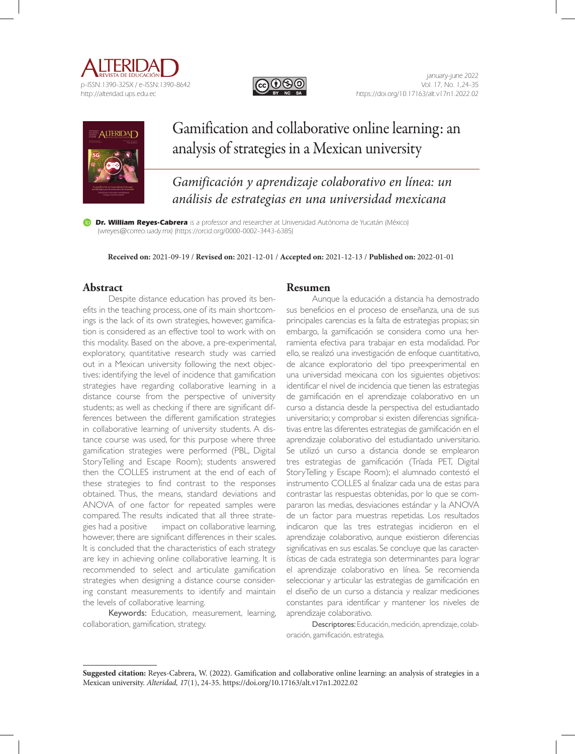# Gamification and collaborative online learning: an analysis of strategies in a Mexican university

## *Gamificación y aprendizaje colaborativo en línea: un análisis de estrategias en una universidad mexicana*

**Dr. William Reyes-Cabrera** is a professor and researcher at Universidad Autónoma de Yucatán (México) (wreyes@correo.uady.mx) (https://orcid.org/0000-0002-3443-6385)

**Received on:** 2021-09-19 / **Revised on:** 2021-12-01 / **Accepted on:** 2021-12-13 / **Published on:** 2022-01-01

## Abstract

Despite distance education has proved its benefits in the teaching process, one of its main shortcomings is the lack of its own strategies, however, gamification is considered as an effective tool to work with on this modality. Based on the above, a pre-experimental, exploratory, quantitative research study was carried out in a Mexican university following the next objectives: identifying the level of incidence that gamification strategies have regarding collaborative learning in a distance course from the perspective of university students; as well as checking if there are significant differences between the different gamification strategies in collaborative learning of university students. A distance course was used, for this purpose where three gamification strategies were performed (PBL, Digital StoryTelling and Escape Room); students answered then the COLLES instrument at the end of each of these strategies to find contrast to the responses obtained. Thus, the means, standard deviations and ANOVA of one factor for repeated samples were compared. The results indicated that all three strategies had a positive impact on collaborative learning, however, there are significant differences in their scales. It is concluded that the characteristics of each strategy are key in achieving online collaborative learning. It is recommended to select and articulate gamification strategies when designing a distance course considering constant measurements to identify and maintain the levels of collaborative learning.

**Keywords:** Education, measurement, learning, collaboration, gamification, strategy.

## Resumen

Aunque la educación a distancia ha demostrado sus beneficios en el proceso de enseñanza, una de sus principales carencias es la falta de estrategias propias; sin embargo, la gamificación se considera como una herramienta efectiva para trabajar en esta modalidad. Por ello, se realizó una investigación de enfoque cuantitativo, de alcance exploratorio del tipo preexperimental en una universidad mexicana con los siguientes objetivos: identificar el nivel de incidencia que tienen las estrategias de gamificación en el aprendizaje colaborativo en un curso a distancia desde la perspectiva del estudiantado universitario; y comprobar si existen diferencias significativas entre las diferentes estrategias de gamificación en el aprendizaje colaborativo del estudiantado universitario. Se utilizó un curso a distancia donde se emplearon tres estrategias de gamificación (Tríada PET, Digital StoryTelling y Escape Room); el alumnado contestó el instrumento COLLES al finalizar cada una de estas para contrastar las respuestas obtenidas, por lo que se compararon las medias, desviaciones estándar y la ANOVA de un factor para muestras repetidas. Los resultados indicaron que las tres estrategias incidieron en el aprendizaje colaborativo, aunque existieron diferencias significativas en sus escalas. Se concluye que las características de cada estrategia son determinantes para lograr el aprendizaje colaborativo en línea. Se recomienda seleccionar y articular las estrategias de gamificación en el diseño de un curso a distancia y realizar mediciones constantes para identificar y mantener los niveles de aprendizaje colaborativo.

**Descriptores:** Educación, medición, aprendizaje, colaboración, gamificación, estrategia.

---

**Suggested citation:** Reyes-Cabrera, W. (2022). Gamification and collaborative online learning: an analysis of strategies in a Mexican university. *Alteridad, 17*(1), 24-35. https://doi.org/10.17163/alt.v17n1.2022.02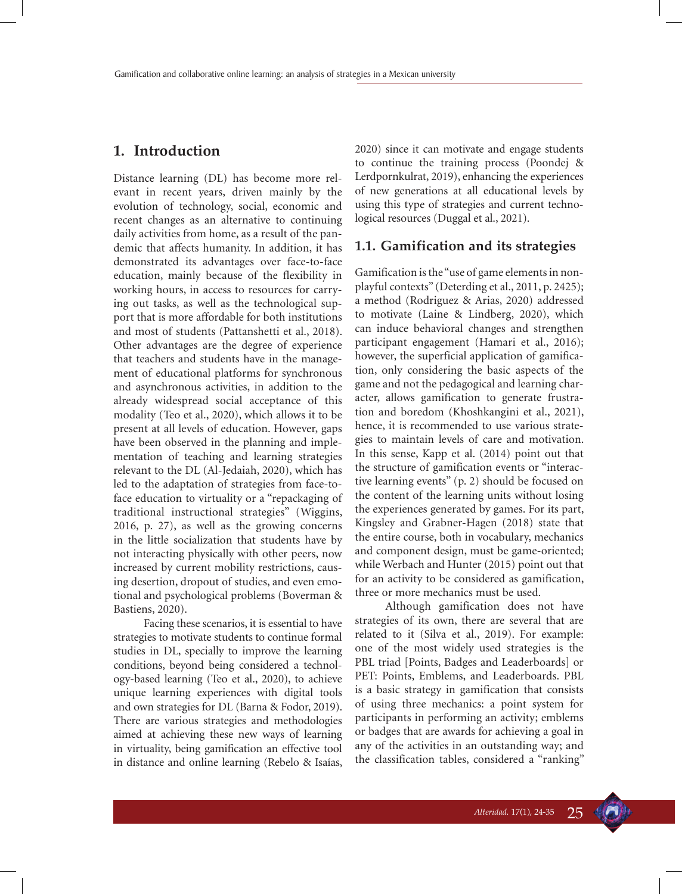## 1. Introduction

Distance learning (DL) has become more relevant in recent years, driven mainly by the evolution of technology, social, economic and recent changes as an alternative to continuing daily activities from home, as a result of the pandemic that affects humanity. In addition, it has demonstrated its advantages over face-to-face education, mainly because of the flexibility in working hours, in access to resources for carrying out tasks, as well as the technological support that is more affordable for both institutions and most of students (Pattanshetti et al., 2018). Other advantages are the degree of experience that teachers and students have in the management of educational platforms for synchronous and asynchronous activities, in addition to the already widespread social acceptance of this modality (Teo et al., 2020), which allows it to be present at all levels of education. However, gaps have been observed in the planning and implementation of teaching and learning strategies relevant to the DL (Al-Jedaiah, 2020), which has led to the adaptation of strategies from face-to-face education to virtuality or a "repackaging of traditional instructional strategies" (Wiggins, 2016, p. 27), as well as the growing concerns in the little socialization that students have by not interacting physically with other peers, now increased by current mobility restrictions, causing desertion, dropout of studies, and even emotional and psychological problems (Boverman & Bastiens, 2020).

Facing these scenarios, it is essential to have strategies to motivate students to continue formal studies in DL, specially to improve the learning conditions, beyond being considered a technology-based learning (Teo et al., 2020), to achieve unique learning experiences with digital tools and own strategies for DL (Barna & Fodor, 2019). There are various strategies and methodologies aimed at achieving these new ways of learning in virtuality, being gamification an effective tool in distance and online learning (Rebelo & Isaías, 2020) since it can motivate and engage students to continue the training process (Poondej & Lerdpornkulrat, 2019), enhancing the experiences of new generations at all educational levels by using this type of strategies and current technological resources (Duggal et al., 2021).

### 1.1. Gamification and its strategies

Gamification is the "use of game elements in non-playful contexts" (Deterding et al., 2011, p. 2425); a method (Rodriguez & Arias, 2020) addressed to motivate (Laine & Lindberg, 2020), which can induce behavioral changes and strengthen participant engagement (Hamari et al., 2016); however, the superficial application of gamification, only considering the basic aspects of the game and not the pedagogical and learning character, allows gamification to generate frustration and boredom (Khoshkangini et al., 2021), hence, it is recommended to use various strategies to maintain levels of care and motivation. In this sense, Kapp et al. (2014) point out that the structure of gamification events or "interactive learning events" (p. 2) should be focused on the content of the learning units without losing the experiences generated by games. For its part, Kingsley and Grabner-Hagen (2018) state that the entire course, both in vocabulary, mechanics and component design, must be game-oriented; while Werbach and Hunter (2015) point out that for an activity to be considered as gamification, three or more mechanics must be used.

Although gamification does not have strategies of its own, there are several that are related to it (Silva et al., 2019). For example: one of the most widely used strategies is the PBL triad [Points, Badges and Leaderboards] or PET: Points, Emblems, and Leaderboards. PBL is a basic strategy in gamification that consists of using three mechanics: a point system for participants in performing an activity; emblems or badges that are awards for achieving a goal in any of the activities in an outstanding way; and the classification tables, considered a "ranking"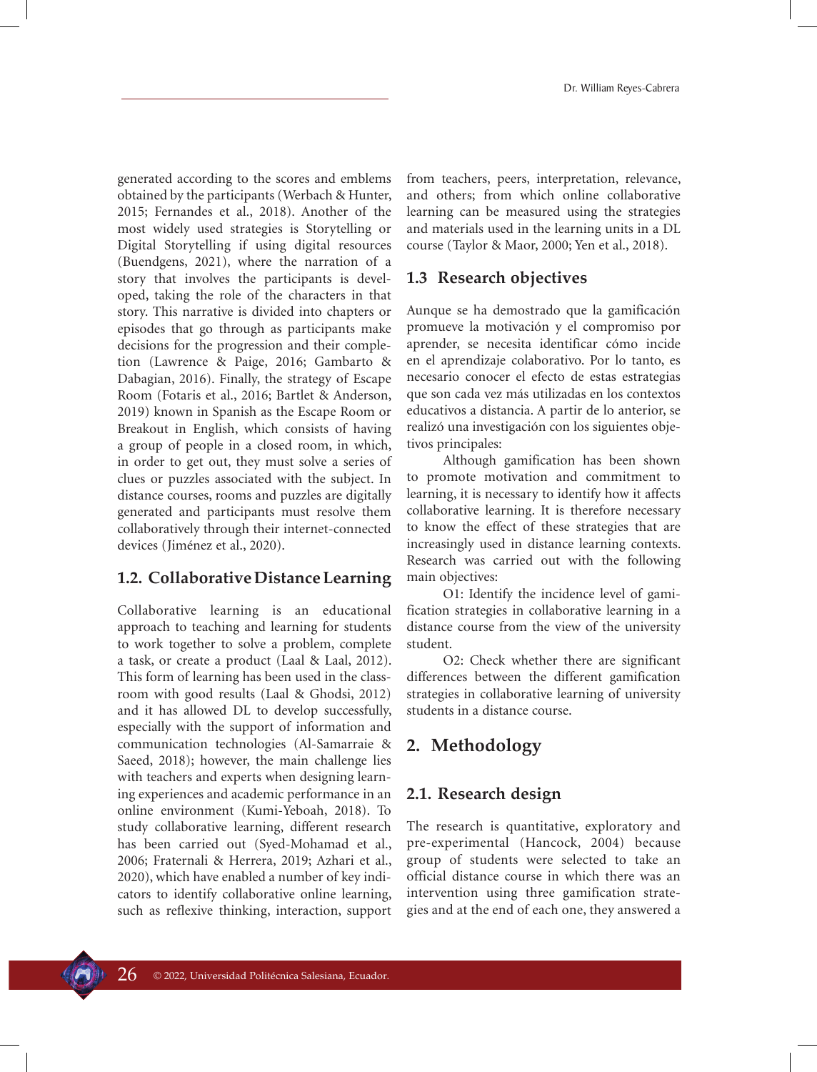generated according to the scores and emblems obtained by the participants (Werbach & Hunter, 2015; Fernandes et al., 2018). Another of the most widely used strategies is Storytelling or Digital Storytelling if using digital resources (Buendgens, 2021), where the narration of a story that involves the participants is developed, taking the role of the characters in that story. This narrative is divided into chapters or episodes that go through as participants make decisions for the progression and their completion (Lawrence & Paige, 2016; Gambarto & Dabagian, 2016). Finally, the strategy of Escape Room (Fotaris et al., 2016; Bartlet & Anderson, 2019) known in Spanish as the Escape Room or Breakout in English, which consists of having a group of people in a closed room, in which, in order to get out, they must solve a series of clues or puzzles associated with the subject. In distance courses, rooms and puzzles are digitally generated and participants must resolve them collaboratively through their internet-connected devices (Jiménez et al., 2020).

### 1.2. Collaborative Distance Learning

Collaborative learning is an educational approach to teaching and learning for students to work together to solve a problem, complete a task, or create a product (Laal & Laal, 2012). This form of learning has been used in the classroom with good results (Laal & Ghodsi, 2012) and it has allowed DL to develop successfully, especially with the support of information and communication technologies (Al-Samarraie & Saeed, 2018); however, the main challenge lies with teachers and experts when designing learning experiences and academic performance in an online environment (Kumi-Yeboah, 2018). To study collaborative learning, different research has been carried out (Syed-Mohamad et al., 2006; Fraternali & Herrera, 2019; Azhari et al., 2020), which have enabled a number of key indicators to identify collaborative online learning, such as reflexive thinking, interaction, support from teachers, peers, interpretation, relevance, and others; from which online collaborative learning can be measured using the strategies and materials used in the learning units in a DL course (Taylor & Maor, 2000; Yen et al., 2018).

### 1.3 Research objectives

Aunque se ha demostrado que la gamificación promueve la motivación y el compromiso por aprender, se necesita identificar cómo incide en el aprendizaje colaborativo. Por lo tanto, es necesario conocer el efecto de estas estrategias que son cada vez más utilizadas en los contextos educativos a distancia. A partir de lo anterior, se realizó una investigación con los siguientes objetivos principales:

Although gamification has been shown to promote motivation and commitment to learning, it is necessary to identify how it affects collaborative learning. It is therefore necessary to know the effect of these strategies that are increasingly used in distance learning contexts. Research was carried out with the following main objectives:

O1: Identify the incidence level of gamification strategies in collaborative learning in a distance course from the view of the university student.

O2: Check whether there are significant differences between the different gamification strategies in collaborative learning of university students in a distance course.

## 2. Methodology

### 2.1. Research design

The research is quantitative, exploratory and pre-experimental (Hancock, 2004) because group of students were selected to take an official distance course in which there was an intervention using three gamification strategies and at the end of each one, they answered a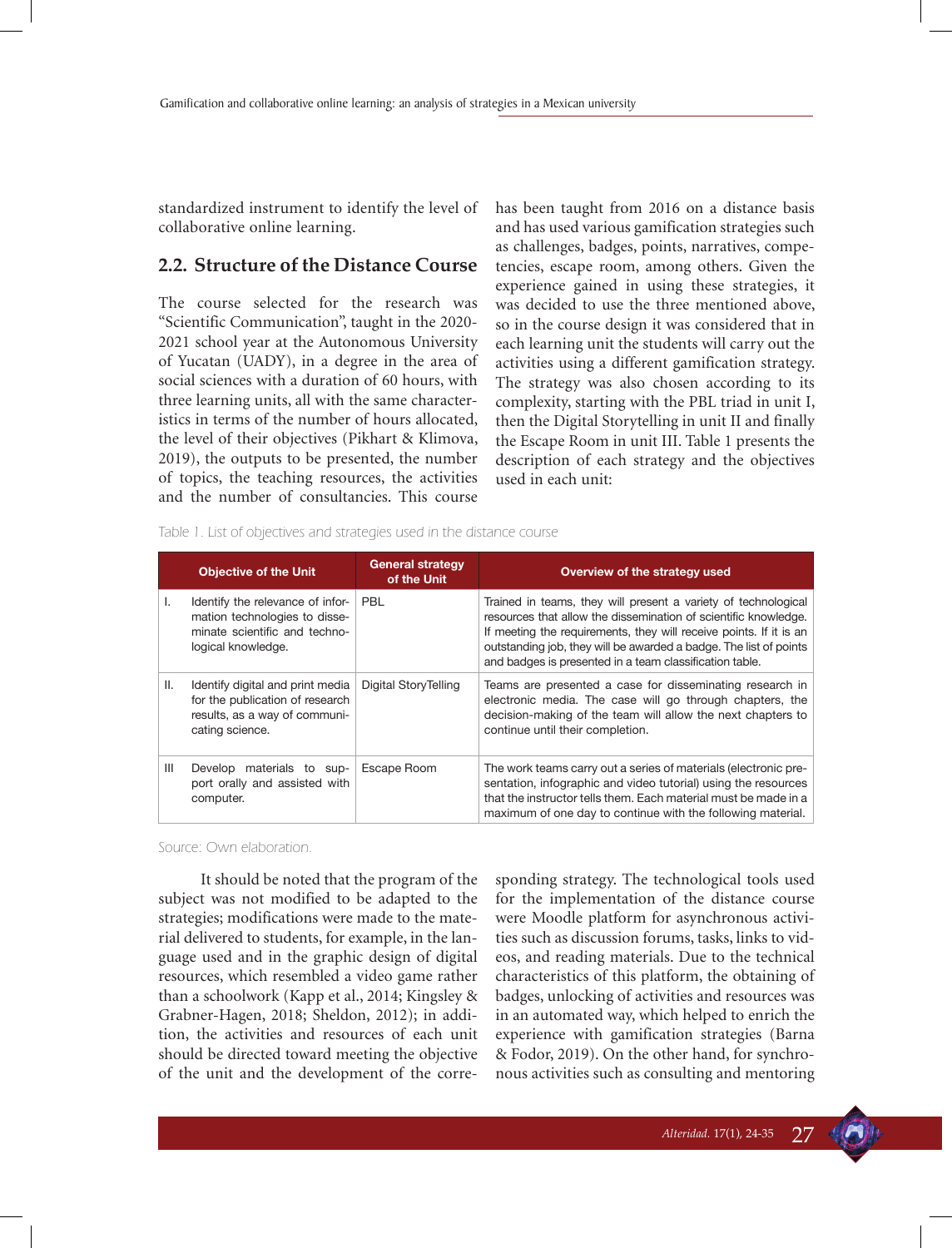standardized instrument to identify the level of collaborative online learning.

## 2.2. Structure of the Distance Course

The course selected for the research was "Scientific Communication", taught in the 2020-2021 school year at the Autonomous University of Yucatan (UADY), in a degree in the area of social sciences with a duration of 60 hours, with three learning units, all with the same characteristics in terms of the number of hours allocated, the level of their objectives (Pikhart & Klimova, 2019), the outputs to be presented, the number of topics, the teaching resources, the activities and the number of consultancies. This course has been taught from 2016 on a distance basis and has used various gamification strategies such as challenges, badges, points, narratives, competencies, escape room, among others. Given the experience gained in using these strategies, it was decided to use the three mentioned above, so in the course design it was considered that in each learning unit the students will carry out the activities using a different gamification strategy. The strategy was also chosen according to its complexity, starting with the PBL triad in unit I, then the Digital Storytelling in unit II and finally the Escape Room in unit III. Table 1 presents the description of each strategy and the objectives used in each unit:

Table 1. List of objectives and strategies used in the distance course

| | Objective of the Unit | General strategy of the Unit | Overview of the strategy used |
|---|---|---|---|
| I. | Identify the relevance of information technologies to disseminate scientific and technological knowledge. | PBL | Trained in teams, they will present a variety of technological resources that allow the dissemination of scientific knowledge. If meeting the requirements, they will receive points. If it is an outstanding job, they will be awarded a badge. The list of points and badges is presented in a team classification table. |
| II. | Identify digital and print media for the publication of research results, as a way of communicating science. | Digital StoryTelling | Teams are presented a case for disseminating research in electronic media. The case will go through chapters, the decision-making of the team will allow the next chapters to continue until their completion. |
| III | Develop materials to support orally and assisted with computer. | Escape Room | The work teams carry out a series of materials (electronic presentation, infographic and video tutorial) using the resources that the instructor tells them. Each material must be made in a maximum of one day to continue with the following material. |

Source: Own elaboration.

It should be noted that the program of the subject was not modified to be adapted to the strategies; modifications were made to the material delivered to students, for example, in the language used and in the graphic design of digital resources, which resembled a video game rather than a schoolwork (Kapp et al., 2014; Kingsley & Grabner-Hagen, 2018; Sheldon, 2012); in addition, the activities and resources of each unit should be directed toward meeting the objective of the unit and the development of the corresponding strategy. The technological tools used for the implementation of the distance course were Moodle platform for asynchronous activities such as discussion forums, tasks, links to videos, and reading materials. Due to the technical characteristics of this platform, the obtaining of badges, unlocking of activities and resources was in an automated way, which helped to enrich the experience with gamification strategies (Barna & Fodor, 2019). On the other hand, for synchronous activities such as consulting and mentoring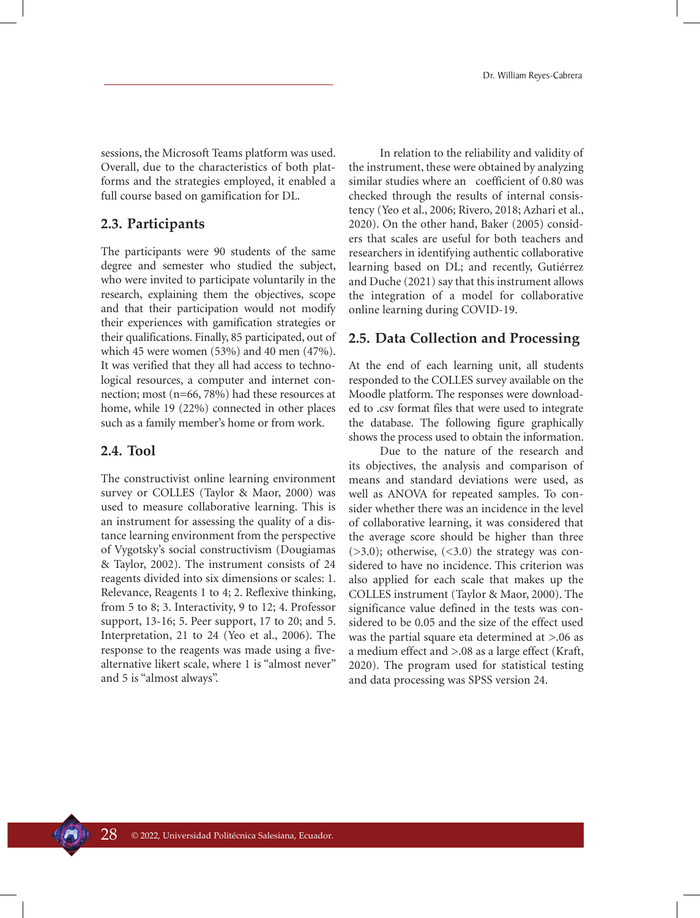sessions, the Microsoft Teams platform was used. Overall, due to the characteristics of both platforms and the strategies employed, it enabled a full course based on gamification for DL.

## 2.3. Participants

The participants were 90 students of the same degree and semester who studied the subject, who were invited to participate voluntarily in the research, explaining them the objectives, scope and that their participation would not modify their experiences with gamification strategies or their qualifications. Finally, 85 participated, out of which 45 were women (53%) and 40 men (47%). It was verified that they all had access to technological resources, a computer and internet connection; most (n=66, 78%) had these resources at home, while 19 (22%) connected in other places such as a family member's home or from work.

## 2.4. Tool

The constructivist online learning environment survey or COLLES (Taylor & Maor, 2000) was used to measure collaborative learning. This is an instrument for assessing the quality of a distance learning environment from the perspective of Vygotsky's social constructivism (Dougiamas & Taylor, 2002). The instrument consists of 24 reagents divided into six dimensions or scales: 1. Relevance, Reagents 1 to 4; 2. Reflexive thinking, from 5 to 8; 3. Interactivity, 9 to 12; 4. Professor support, 13-16; 5. Peer support, 17 to 20; and 5. Interpretation, 21 to 24 (Yeo et al., 2006). The response to the reagents was made using a five-alternative likert scale, where 1 is "almost never" and 5 is "almost always".

In relation to the reliability and validity of the instrument, these were obtained by analyzing similar studies where an coefficient of 0.80 was checked through the results of internal consistency (Yeo et al., 2006; Rivero, 2018; Azhari et al., 2020). On the other hand, Baker (2005) considers that scales are useful for both teachers and researchers in identifying authentic collaborative learning based on DL; and recently, Gutiérrez and Duche (2021) say that this instrument allows the integration of a model for collaborative online learning during COVID-19.

## 2.5. Data Collection and Processing

At the end of each learning unit, all students responded to the COLLES survey available on the Moodle platform. The responses were downloaded to .csv format files that were used to integrate the database. The following figure graphically shows the process used to obtain the information.

Due to the nature of the research and its objectives, the analysis and comparison of means and standard deviations were used, as well as ANOVA for repeated samples. To consider whether there was an incidence in the level of collaborative learning, it was considered that the average score should be higher than three (>3.0); otherwise, (<3.0) the strategy was considered to have no incidence. This criterion was also applied for each scale that makes up the COLLES instrument (Taylor & Maor, 2000). The significance value defined in the tests was considered to be 0.05 and the size of the effect used was the partial square eta determined at >.06 as a medium effect and >.08 as a large effect (Kraft, 2020). The program used for statistical testing and data processing was SPSS version 24.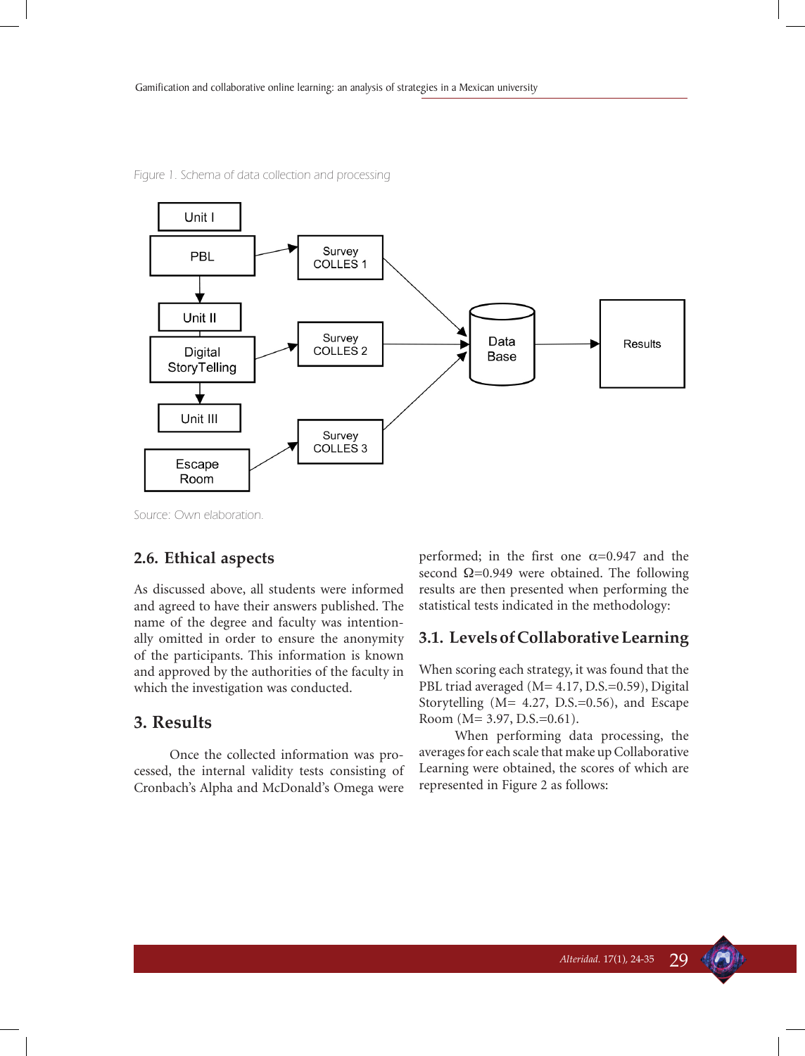Figure 1. Schema of data collection and processing

Source: Own elaboration.

## 2.6. Ethical aspects

As discussed above, all students were informed and agreed to have their answers published. The name of the degree and faculty was intentionally omitted in order to ensure the anonymity of the participants. This information is known and approved by the authorities of the faculty in which the investigation was conducted.

# 3. Results

Once the collected information was processed, the internal validity tests consisting of Cronbach's Alpha and McDonald's Omega were performed; in the first one $\alpha$=0.947 and the second $\Omega$=0.949 were obtained. The following results are then presented when performing the statistical tests indicated in the methodology:

## 3.1. Levels of Collaborative Learning

When scoring each strategy, it was found that the PBL triad averaged (M= 4.17, D.S.=0.59), Digital Storytelling (M= 4.27, D.S.=0.56), and Escape Room (M= 3.97, D.S.=0.61).

When performing data processing, the averages for each scale that make up Collaborative Learning were obtained, the scores of which are represented in Figure 2 as follows: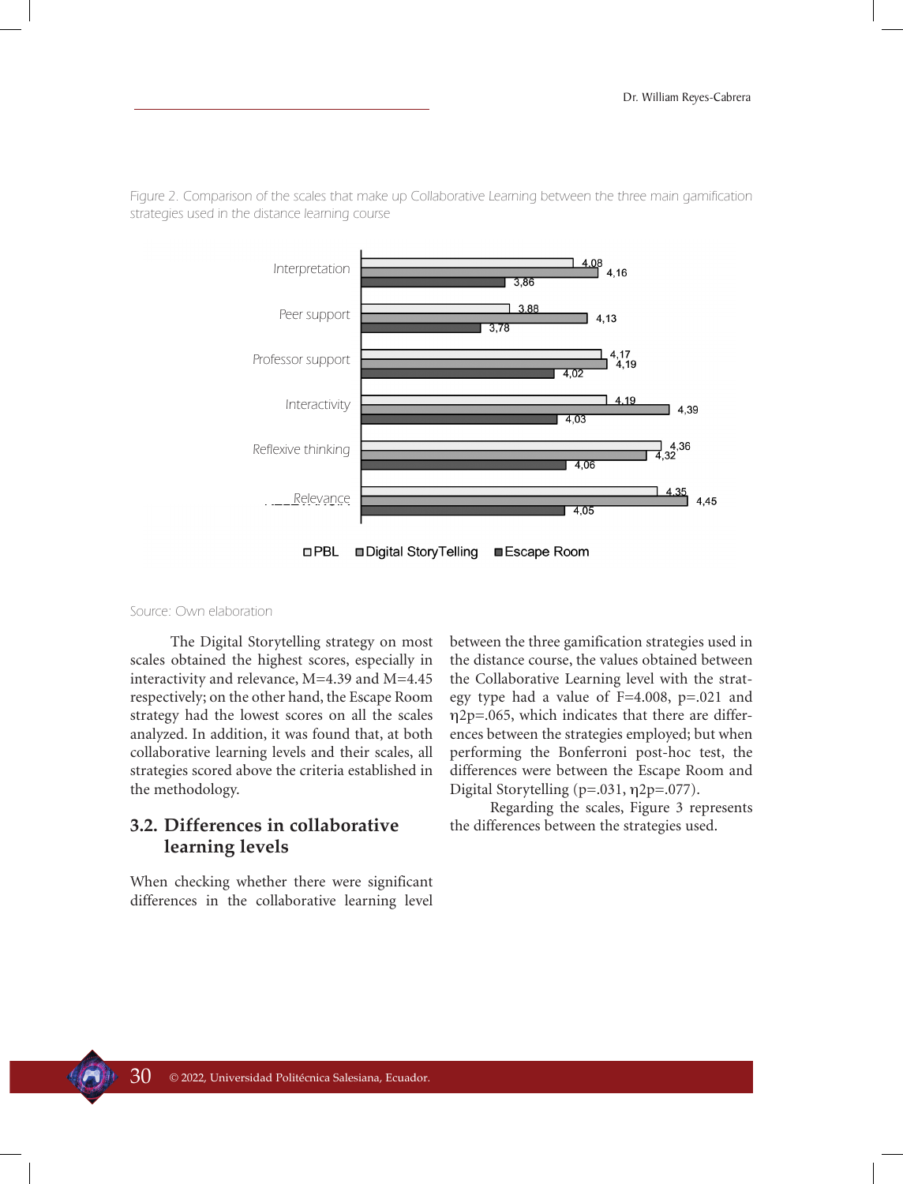Figure 2. Comparison of the scales that make up Collaborative Learning between the three main gamification strategies used in the distance learning course

| Scale | PBL | Digital StoryTelling | Escape Room |
|---|---|---|---|
| Interpretation | 4,08 | 4,16 | 3,86 |
| Peer support | 3,88 | 4,13 | 3,78 |
| Professor support | 4,17 | 4,19 | 4,02 |
| Interactivity | 4,19 | 4,39 | 4,03 |
| Reflexive thinking | 4,36 | 4,32 | 4,06 |
| Relevance | 4,35 | 4,45 | 4,05 |

Source: Own elaboration

The Digital Storytelling strategy on most scales obtained the highest scores, especially in interactivity and relevance, M=4.39 and M=4.45 respectively; on the other hand, the Escape Room strategy had the lowest scores on all the scales analyzed. In addition, it was found that, at both collaborative learning levels and their scales, all strategies scored above the criteria established in the methodology.

## 3.2. Differences in collaborative learning levels

When checking whether there were significant differences in the collaborative learning level between the three gamification strategies used in the distance course, the values obtained between the Collaborative Learning level with the strategy type had a value of F=4.008, p=.021 and η2p=.065, which indicates that there are differences between the strategies employed; but when performing the Bonferroni post-hoc test, the differences were between the Escape Room and Digital Storytelling (p=.031, η2p=.077).

Regarding the scales, Figure 3 represents the differences between the strategies used.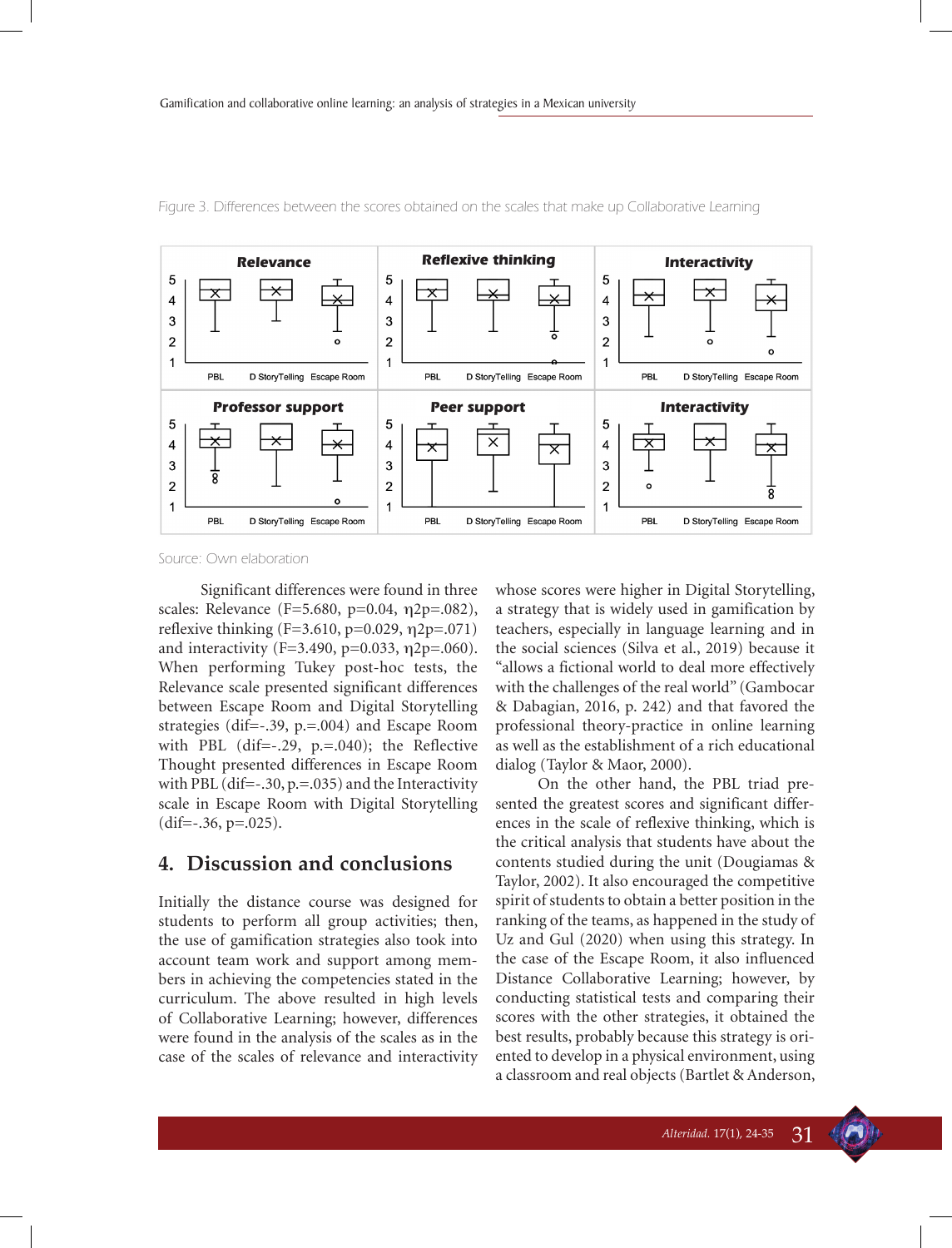Figure 3. Differences between the scores obtained on the scales that make up Collaborative Learning

Source: Own elaboration

Significant differences were found in three scales: Relevance ($F=5.680$, $p=0.04$, $\eta 2p=.082$), reflexive thinking ($F=3.610$, $p=0.029$, $\eta 2p=.071$) and interactivity ($F=3.490$, $p=0.033$, $\eta 2p=.060$). When performing Tukey post-hoc tests, the Relevance scale presented significant differences between Escape Room and Digital Storytelling strategies (dif=-.39, p.=.004) and Escape Room with PBL (dif=-.29, p.=.040); the Reflective Thought presented differences in Escape Room with PBL (dif=-.30, p.=.035) and the Interactivity scale in Escape Room with Digital Storytelling (dif=-.36, p=.025).

## 4. Discussion and conclusions

Initially the distance course was designed for students to perform all group activities; then, the use of gamification strategies also took into account team work and support among members in achieving the competencies stated in the curriculum. The above resulted in high levels of Collaborative Learning; however, differences were found in the analysis of the scales as in the case of the scales of relevance and interactivity whose scores were higher in Digital Storytelling, a strategy that is widely used in gamification by teachers, especially in language learning and in the social sciences (Silva et al., 2019) because it "allows a fictional world to deal more effectively with the challenges of the real world" (Gambocar & Dabagian, 2016, p. 242) and that favored the professional theory-practice in online learning as well as the establishment of a rich educational dialog (Taylor & Maor, 2000).

On the other hand, the PBL triad presented the greatest scores and significant differences in the scale of reflexive thinking, which is the critical analysis that students have about the contents studied during the unit (Dougiamas & Taylor, 2002). It also encouraged the competitive spirit of students to obtain a better position in the ranking of the teams, as happened in the study of Uz and Gul (2020) when using this strategy. In the case of the Escape Room, it also influenced Distance Collaborative Learning; however, by conducting statistical tests and comparing their scores with the other strategies, it obtained the best results, probably because this strategy is oriented to develop in a physical environment, using a classroom and real objects (Bartlet & Anderson,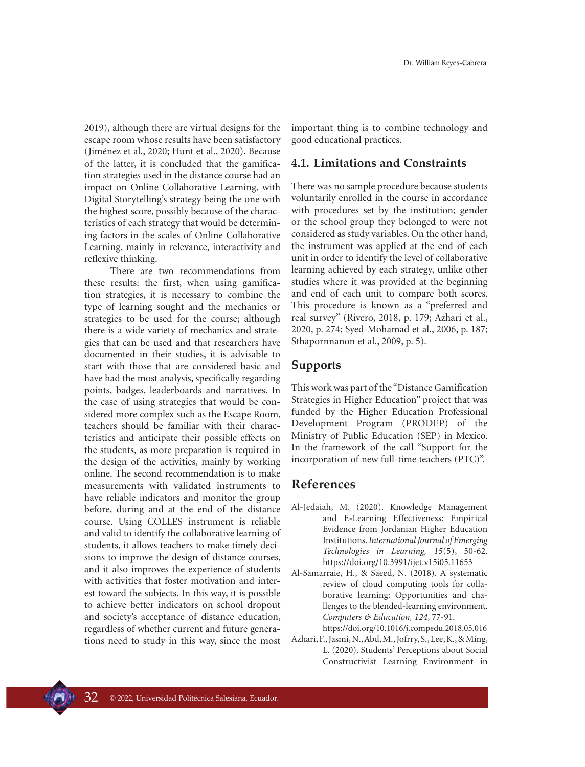2019), although there are virtual designs for the escape room whose results have been satisfactory (Jiménez et al., 2020; Hunt et al., 2020). Because of the latter, it is concluded that the gamification strategies used in the distance course had an impact on Online Collaborative Learning, with Digital Storytelling's strategy being the one with the highest score, possibly because of the characteristics of each strategy that would be determining factors in the scales of Online Collaborative Learning, mainly in relevance, interactivity and reflexive thinking.

There are two recommendations from these results: the first, when using gamification strategies, it is necessary to combine the type of learning sought and the mechanics or strategies to be used for the course; although there is a wide variety of mechanics and strategies that can be used and that researchers have documented in their studies, it is advisable to start with those that are considered basic and have had the most analysis, specifically regarding points, badges, leaderboards and narratives. In the case of using strategies that would be considered more complex such as the Escape Room, teachers should be familiar with their characteristics and anticipate their possible effects on the students, as more preparation is required in the design of the activities, mainly by working online. The second recommendation is to make measurements with validated instruments to have reliable indicators and monitor the group before, during and at the end of the distance course. Using COLLES instrument is reliable and valid to identify the collaborative learning of students, it allows teachers to make timely decisions to improve the design of distance courses, and it also improves the experience of students with activities that foster motivation and interest toward the subjects. In this way, it is possible to achieve better indicators on school dropout and society's acceptance of distance education, regardless of whether current and future generations need to study in this way, since the most important thing is to combine technology and good educational practices.

## 4.1. Limitations and Constraints

There was no sample procedure because students voluntarily enrolled in the course in accordance with procedures set by the institution; gender or the school group they belonged to were not considered as study variables. On the other hand, the instrument was applied at the end of each unit in order to identify the level of collaborative learning achieved by each strategy, unlike other studies where it was provided at the beginning and end of each unit to compare both scores. This procedure is known as a "preferred and real survey" (Rivero, 2018, p. 179; Azhari et al., 2020, p. 274; Syed-Mohamad et al., 2006, p. 187; Sthapornnanon et al., 2009, p. 5).

## Supports

This work was part of the "Distance Gamification Strategies in Higher Education" project that was funded by the Higher Education Professional Development Program (PRODEP) of the Ministry of Public Education (SEP) in Mexico. In the framework of the call "Support for the incorporation of new full-time teachers (PTC)".

## References

Al-Jedaiah, M. (2020). Knowledge Management and E-Learning Effectiveness: Empirical Evidence from Jordanian Higher Education Institutions. *International Journal of Emerging Technologies in Learning, 15*(5), 50-62. https://doi.org/10.3991/ijet.v15i05.11653

Al-Samarraie, H., & Saeed, N. (2018). A systematic review of cloud computing tools for collaborative learning: Opportunities and challenges to the blended-learning environment. *Computers & Education, 124*, 77-91. https://doi.org/10.1016/j.compedu.2018.05.016

Azhari, F., Jasmi, N., Abd, M., Jofrry, S., Lee, K., & Ming, L. (2020). Students' Perceptions about Social Constructivist Learning Environment in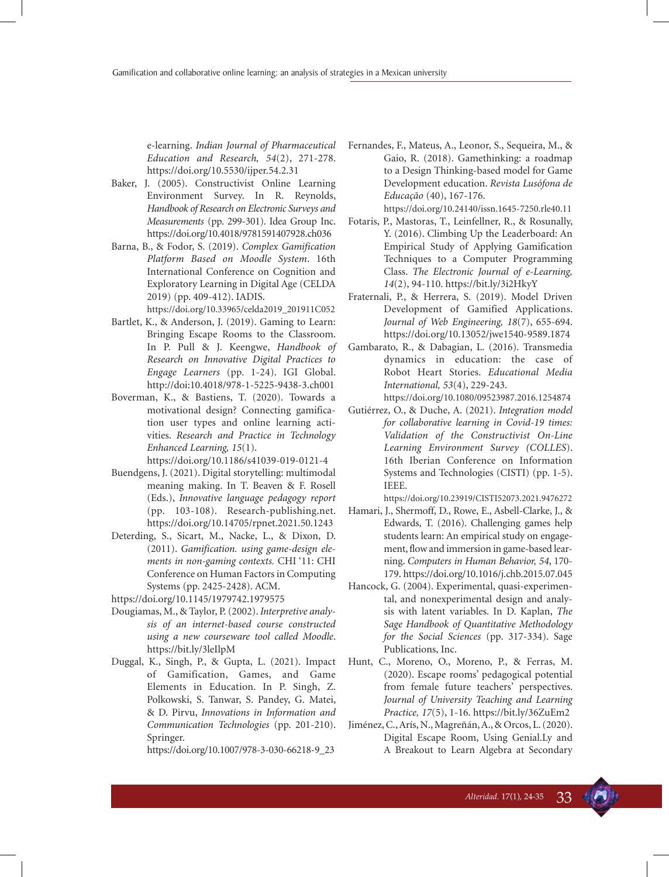e-learning. *Indian Journal of Pharmaceutical Education and Research, 54*(2), 271-278. https://doi.org/10.5530/ijper.54.2.31

Baker, J. (2005). Constructivist Online Learning Environment Survey. In R. Reynolds, *Handbook of Research on Electronic Surveys and Measurements* (pp. 299-301). Idea Group Inc. https://doi.org/10.4018/9781591407928.ch036

Barna, B., & Fodor, S. (2019). *Complex Gamification Platform Based on Moodle System*. 16th International Conference on Cognition and Exploratory Learning in Digital Age (CELDA 2019) (pp. 409-412). IADIS. https://doi.org/10.33965/celda2019_201911C052

Bartlet, K., & Anderson, J. (2019). Gaming to Learn: Bringing Escape Rooms to the Classroom. In P. Pull & J. Keengwe, *Handbook of Research on Innovative Digital Practices to Engage Learners* (pp. 1-24). IGI Global. http://doi:10.4018/978-1-5225-9438-3.ch001

Boverman, K., & Bastiens, T. (2020). Towards a motivational design? Connecting gamification user types and online learning activities. *Research and Practice in Technology Enhanced Learning, 15*(1). https://doi.org/10.1186/s41039-019-0121-4

Buendgens, J. (2021). Digital storytelling: multimodal meaning making. In T. Beaven & F. Rosell (Eds.), *Innovative language pedagogy report* (pp. 103-108). Research-publishing.net. https://doi.org/10.14705/rpnet.2021.50.1243

Deterding, S., Sicart, M., Nacke, L., & Dixon, D. (2011). *Gamification. using game-design elements in non-gaming contexts.* CHI '11: CHI Conference on Human Factors in Computing Systems (pp. 2425-2428). ACM. https://doi.org/10.1145/1979742.1979575

Dougiamas, M., & Taylor, P. (2002). *Interpretive analysis of an internet-based course constructed using a new courseware tool called Moodle*. https://bit.ly/3leIlpM

Duggal, K., Singh, P., & Gupta, L. (2021). Impact of Gamification, Games, and Game Elements in Education. In P. Singh, Z. Polkowski, S. Tanwar, S. Pandey, G. Matei, & D. Pirvu, *Innovations in Information and Communication Technologies* (pp. 201-210). Springer. https://doi.org/10.1007/978-3-030-66218-9_23

Fernandes, F., Mateus, A., Leonor, S., Sequeira, M., & Gaio, R. (2018). Gamethinking: a roadmap to a Design Thinking-based model for Game Development education. *Revista Lusófona de Educação* (40), 167-176. https://doi.org/10.24140/issn.1645-7250.rle40.11

Fotaris, P., Mastoras, T., Leinfellner, R., & Rosunally, Y. (2016). Climbing Up the Leaderboard: An Empirical Study of Applying Gamification Techniques to a Computer Programming Class. *The Electronic Journal of e-Learning, 14*(2), 94-110. https://bit.ly/3i2HkyY

Fraternali, P., & Herrera, S. (2019). Model Driven Development of Gamified Applications. *Journal of Web Engineering, 18*(7), 655-694. https://doi.org/10.13052/jwe1540-9589.1874

Gambarato, R., & Dabagian, L. (2016). Transmedia dynamics in education: the case of Robot Heart Stories. *Educational Media International, 53*(4), 229-243. https://doi.org/10.1080/09523987.2016.1254874

Gutiérrez, O., & Duche, A. (2021). *Integration model for collaborative learning in Covid-19 times: Validation of the Constructivist On-Line Learning Environment Survey (COLLES*). 16th Iberian Conference on Information Systems and Technologies (CISTI) (pp. 1-5). IEEE. https://doi.org/10.23919/CISTI52073.2021.9476272

Hamari, J., Shermoff, D., Rowe, E., Asbell-Clarke, J., & Edwards, T. (2016). Challenging games help students learn: An empirical study on engagement, flow and immersion in game-based learning. *Computers in Human Behavior, 54*, 170-179. https://doi.org/10.1016/j.chb.2015.07.045

Hancock, G. (2004). Experimental, quasi-experimental, and nonexperimental design and analysis with latent variables. In D. Kaplan, *The Sage Handbook of Quantitative Methodology for the Social Sciences* (pp. 317-334). Sage Publications, Inc.

Hunt, C., Moreno, O., Moreno, P., & Ferras, M. (2020). Escape rooms' pedagogical potential from female future teachers' perspectives. *Journal of University Teaching and Learning Practice, 17*(5), 1-16. https://bit.ly/36ZuEm2

Jiménez, C., Arís, N., Magreñán, A., & Orcos, L. (2020). Digital Escape Room, Using Genial.Ly and A Breakout to Learn Algebra at Secondary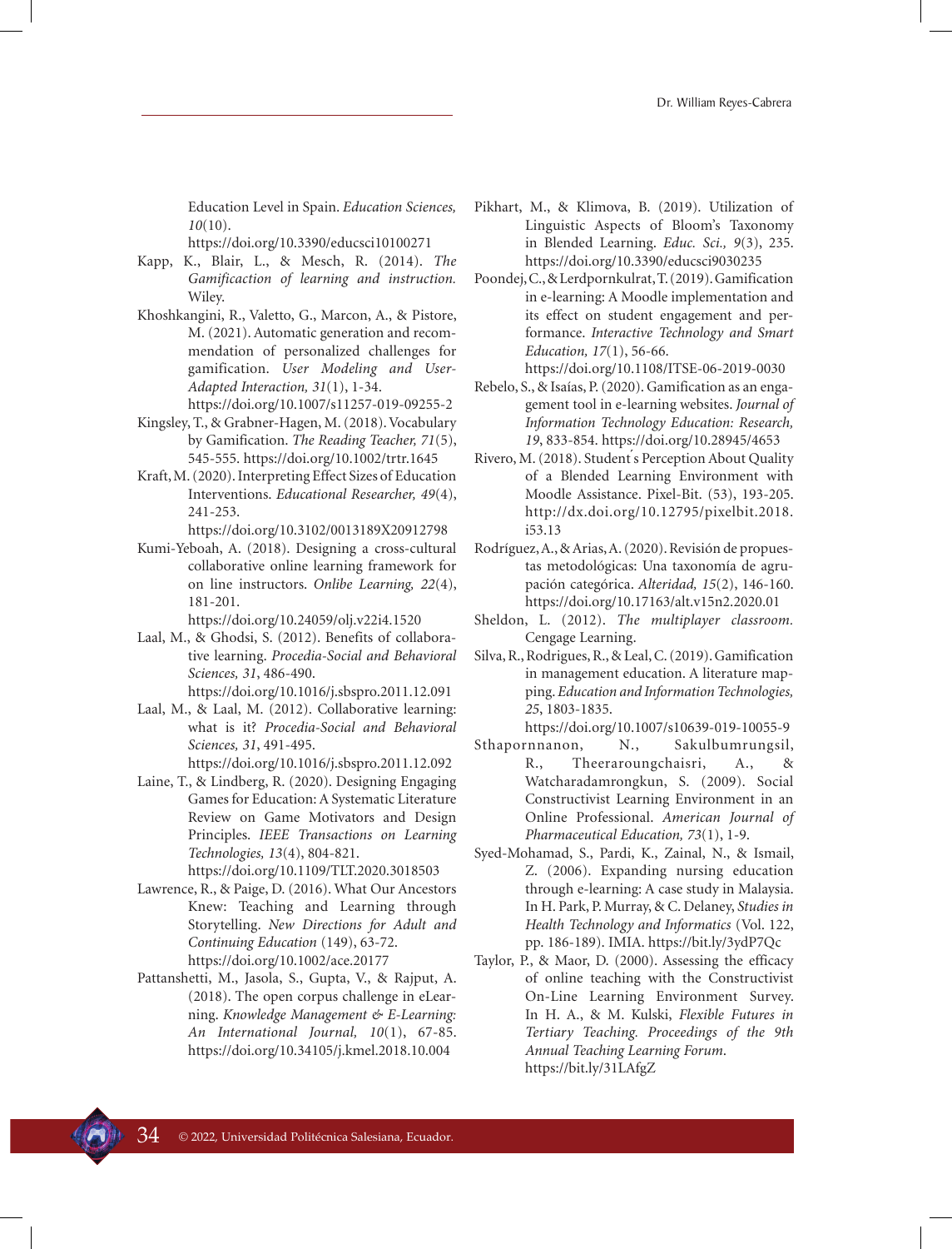Education Level in Spain. *Education Sciences, 10*(10). https://doi.org/10.3390/educsci10100271

Kapp, K., Blair, L., & Mesch, R. (2014). *The Gamificaction of learning and instruction.* Wiley.

Khoshkangini, R., Valetto, G., Marcon, A., & Pistore, M. (2021). Automatic generation and recommendation of personalized challenges for gamification. *User Modeling and User-Adapted Interaction, 31*(1), 1-34. https://doi.org/10.1007/s11257-019-09255-2

Kingsley, T., & Grabner-Hagen, M. (2018). Vocabulary by Gamification. *The Reading Teacher, 71*(5), 545-555. https://doi.org/10.1002/trtr.1645

Kraft, M. (2020). Interpreting Effect Sizes of Education Interventions. *Educational Researcher, 49*(4), 241-253. https://doi.org/10.3102/0013189X20912798

Kumi-Yeboah, A. (2018). Designing a cross-cultural collaborative online learning framework for on line instructors. *Onlibe Learning, 22*(4), 181-201. https://doi.org/10.24059/olj.v22i4.1520

Laal, M., & Ghodsi, S. (2012). Benefits of collaborative learning. *Procedia-Social and Behavioral Sciences, 31*, 486-490. https://doi.org/10.1016/j.sbspro.2011.12.091

Laal, M., & Laal, M. (2012). Collaborative learning: what is it? *Procedia-Social and Behavioral Sciences, 31*, 491-495. https://doi.org/10.1016/j.sbspro.2011.12.092

Laine, T., & Lindberg, R. (2020). Designing Engaging Games for Education: A Systematic Literature Review on Game Motivators and Design Principles. *IEEE Transactions on Learning Technologies, 13*(4), 804-821. https://doi.org/10.1109/TLT.2020.3018503

Lawrence, R., & Paige, D. (2016). What Our Ancestors Knew: Teaching and Learning through Storytelling. *New Directions for Adult and Continuing Education* (149), 63-72. https://doi.org/10.1002/ace.20177

Pattanshetti, M., Jasola, S., Gupta, V., & Rajput, A. (2018). The open corpus challenge in eLearning. *Knowledge Management & E-Learning: An International Journal, 10*(1), 67-85. https://doi.org/10.34105/j.kmel.2018.10.004

Pikhart, M., & Klimova, B. (2019). Utilization of Linguistic Aspects of Bloom's Taxonomy in Blended Learning. *Educ. Sci., 9*(3), 235. https://doi.org/10.3390/educsci9030235

Poondej, C., & Lerdpornkulrat, T. (2019). Gamification in e-learning: A Moodle implementation and its effect on student engagement and performance. *Interactive Technology and Smart Education, 17*(1), 56-66. https://doi.org/10.1108/ITSE-06-2019-0030

Rebelo, S., & Isaías, P. (2020). Gamification as an engagement tool in e-learning websites. *Journal of Information Technology Education: Research, 19*, 833-854. https://doi.org/10.28945/4653

Rivero, M. (2018). Student´s Perception About Quality of a Blended Learning Environment with Moodle Assistance. Pixel-Bit. (53), 193-205. http://dx.doi.org/10.12795/pixelbit.2018.i53.13

Rodríguez, A., & Arias, A. (2020). Revisión de propuestas metodológicas: Una taxonomía de agrupación categórica. *Alteridad, 15*(2), 146-160. https://doi.org/10.17163/alt.v15n2.2020.01

Sheldon, L. (2012). *The multiplayer classroom.* Cengage Learning.

Silva, R., Rodrigues, R., & Leal, C. (2019). Gamification in management education. A literature mapping. *Education and Information Technologies, 25*, 1803-1835. https://doi.org/10.1007/s10639-019-10055-9

Sthapornnanon, N., Sakulbumrungsil, R., Theeraroungchaisri, A., & Watcharadamrongkun, S. (2009). Social Constructivist Learning Environment in an Online Professional. *American Journal of Pharmaceutical Education, 73*(1), 1-9.

Syed-Mohamad, S., Pardi, K., Zainal, N., & Ismail, Z. (2006). Expanding nursing education through e-learning: A case study in Malaysia. In H. Park, P. Murray, & C. Delaney, *Studies in Health Technology and Informatics* (Vol. 122, pp. 186-189). IMIA. https://bit.ly/3ydP7Qc

Taylor, P., & Maor, D. (2000). Assessing the efficacy of online teaching with the Constructivist On-Line Learning Environment Survey. In H. A., & M. Kulski, *Flexible Futures in Tertiary Teaching. Proceedings of the 9th Annual Teaching Learning Forum*. https://bit.ly/31LAfgZ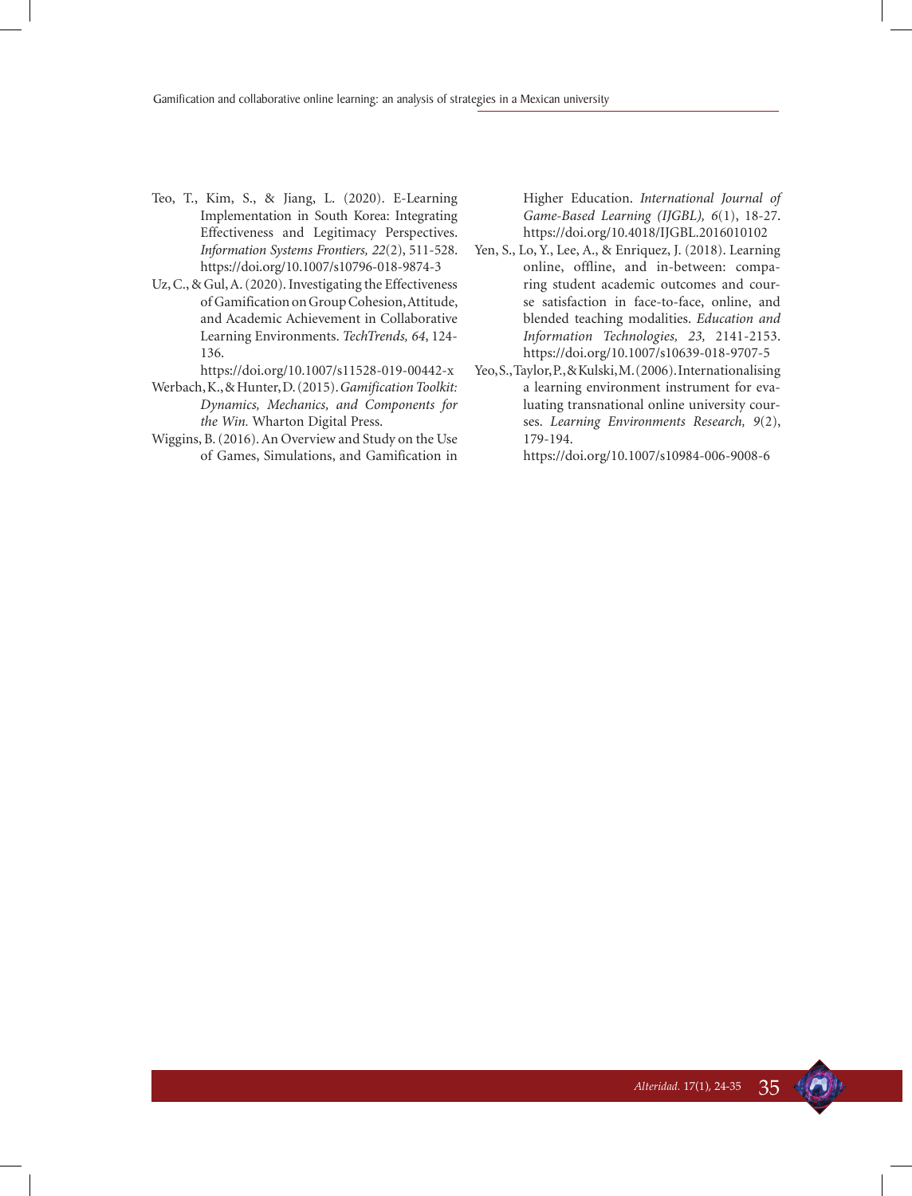Teo, T., Kim, S., & Jiang, L. (2020). E-Learning Implementation in South Korea: Integrating Effectiveness and Legitimacy Perspectives. *Information Systems Frontiers, 22*(2), 511-528. https://doi.org/10.1007/s10796-018-9874-3

Uz, C., & Gul, A. (2020). Investigating the Effectiveness of Gamification on Group Cohesion, Attitude, and Academic Achievement in Collaborative Learning Environments. *TechTrends, 64*, 124-136. https://doi.org/10.1007/s11528-019-00442-x

Werbach, K., & Hunter, D. (2015). *Gamification Toolkit: Dynamics, Mechanics, and Components for the Win.* Wharton Digital Press.

Wiggins, B. (2016). An Overview and Study on the Use of Games, Simulations, and Gamification in Higher Education. *International Journal of Game-Based Learning (IJGBL), 6*(1), 18-27. https://doi.org/10.4018/IJGBL.2016010102

Yen, S., Lo, Y., Lee, A., & Enriquez, J. (2018). Learning online, offline, and in-between: comparing student academic outcomes and course satisfaction in face-to-face, online, and blended teaching modalities. *Education and Information Technologies, 23,* 2141-2153. https://doi.org/10.1007/s10639-018-9707-5

Yeo, S., Taylor, P., & Kulski, M. (2006). Internationalising a learning environment instrument for evaluating transnational online university courses. *Learning Environments Research, 9*(2), 179-194. https://doi.org/10.1007/s10984-006-9008-6